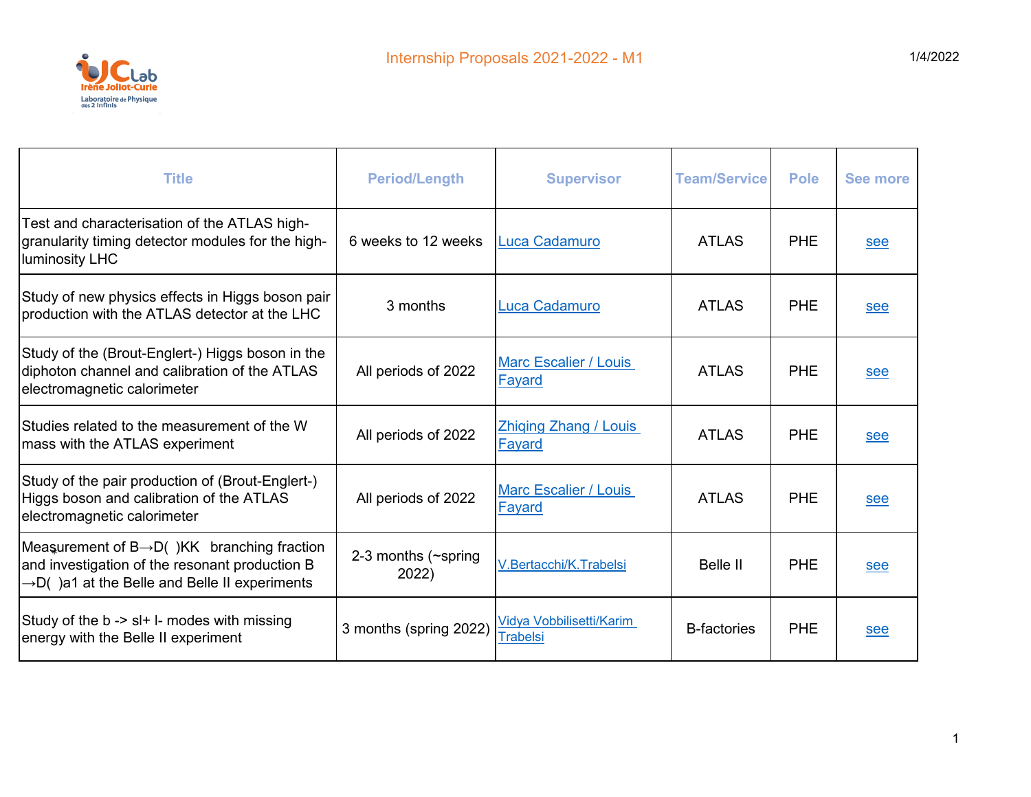# Internship Proposals 2021-2022 - M1

1/4/2022

| Title | Period/Length | Supervisor | Team/Service | Pole | See more |
|---|---|---|---|---|---|
| Test and characterisation of the ATLAS high-granularity timing detector modules for the high-luminosity LHC | 6 weeks to 12 weeks | Luca Cadamuro | ATLAS | PHE | see |
| Study of new physics effects in Higgs boson pair production with the ATLAS detector at the LHC | 3 months | Luca Cadamuro | ATLAS | PHE | see |
| Study of the (Brout-Englert-) Higgs boson in the diphoton channel and calibration of the ATLAS electromagnetic calorimeter | All periods of 2022 | Marc Escalier / Louis Fayard | ATLAS | PHE | see |
| Studies related to the measurement of the W mass with the ATLAS experiment | All periods of 2022 | Zhiqing Zhang / Louis Fayard | ATLAS | PHE | see |
| Study of the pair production of (Brout-Englert-) Higgs boson and calibration of the ATLAS electromagnetic calorimeter | All periods of 2022 | Marc Escalier / Louis Fayard | ATLAS | PHE | see |
| Measurement of B→D( )KK branching fraction and investigation of the resonant production B →D( )a1 at the Belle and Belle II experiments | 2-3 months (~spring 2022) | V.Bertacchi/K.Trabelsi | Belle II | PHE | see |
| Study of the b -> sl+ l- modes with missing energy with the Belle II experiment | 3 months (spring 2022) | Vidya Vobbilisetti/Karim Trabelsi | B-factories | PHE | see |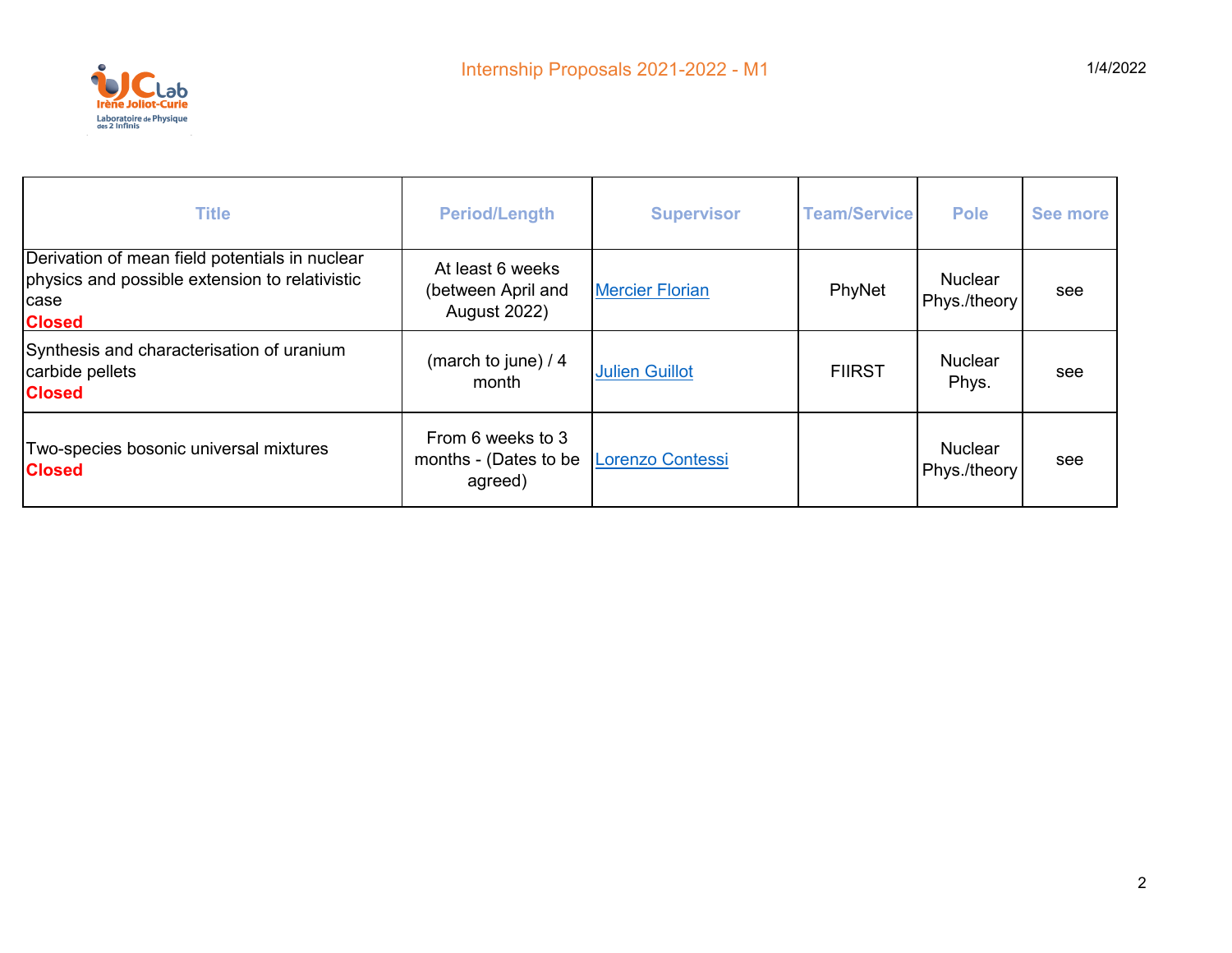| Title | Period/Length | Supervisor | Team/Service | Pole | See more |
|---|---|---|---|---|---|
| Derivation of mean field potentials in nuclear physics and possible extension to relativistic case **Closed** | At least 6 weeks (between April and August 2022) | Mercier Florian | PhyNet | Nuclear Phys./theory | see |
| Synthesis and characterisation of uranium carbide pellets **Closed** | (march to june) / 4 month | Julien Guillot | FIIRST | Nuclear Phys. | see |
| Two-species bosonic universal mixtures **Closed** | From 6 weeks to 3 months - (Dates to be agreed) | Lorenzo Contessi | | Nuclear Phys./theory | see |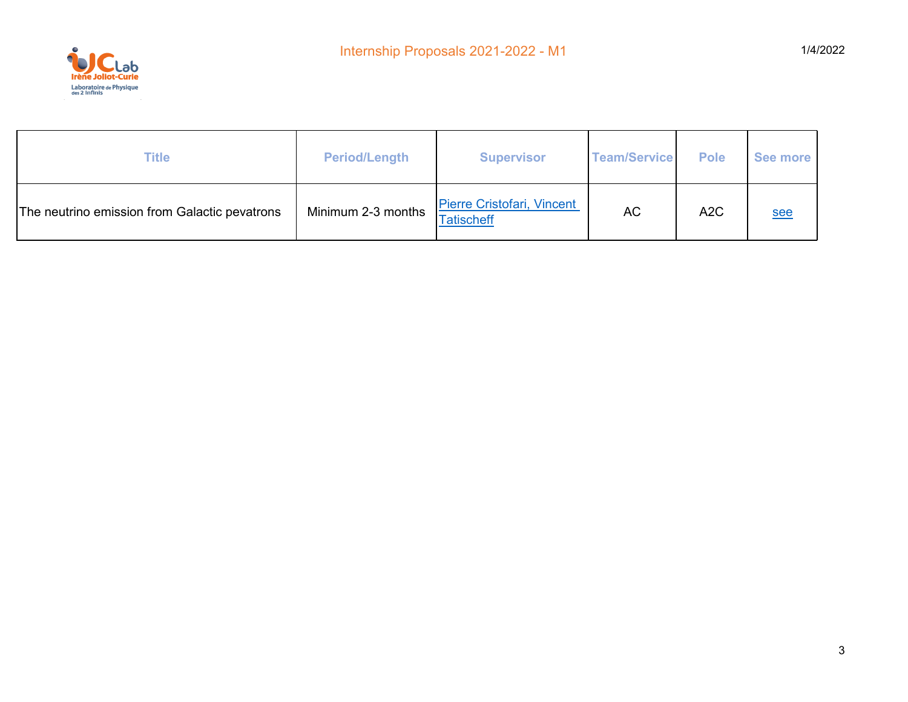| Title | Period/Length | Supervisor | Team/Service | Pole | See more |
|---|---|---|---|---|---|
| The neutrino emission from Galactic pevatrons | Minimum 2-3 months | Pierre Cristofari, Vincent Tatischeff | AC | A2C | see |